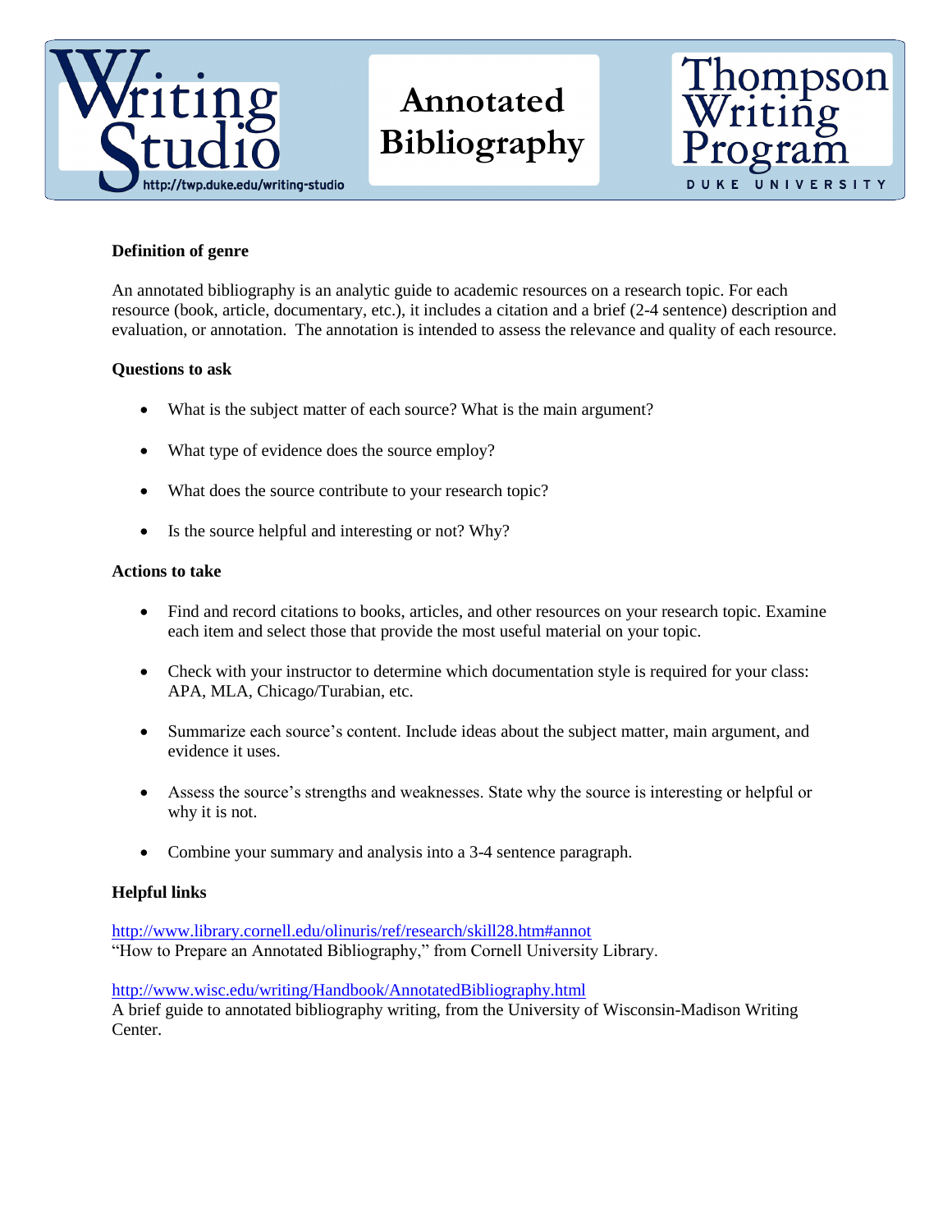Writing Studio
http://twp.duke.edu/writing-studio

# Annotated Bibliography

Thompson Writing Program
DUKE UNIVERSITY

**Definition of genre**

An annotated bibliography is an analytic guide to academic resources on a research topic. For each resource (book, article, documentary, etc.), it includes a citation and a brief (2-4 sentence) description and evaluation, or annotation. The annotation is intended to assess the relevance and quality of each resource.

**Questions to ask**

- What is the subject matter of each source? What is the main argument?
- What type of evidence does the source employ?
- What does the source contribute to your research topic?
- Is the source helpful and interesting or not? Why?

**Actions to take**

- Find and record citations to books, articles, and other resources on your research topic. Examine each item and select those that provide the most useful material on your topic.
- Check with your instructor to determine which documentation style is required for your class: APA, MLA, Chicago/Turabian, etc.
- Summarize each source's content. Include ideas about the subject matter, main argument, and evidence it uses.
- Assess the source's strengths and weaknesses. State why the source is interesting or helpful or why it is not.
- Combine your summary and analysis into a 3-4 sentence paragraph.

**Helpful links**

http://www.library.cornell.edu/olinuris/ref/research/skill28.htm#annot
"How to Prepare an Annotated Bibliography," from Cornell University Library.

http://www.wisc.edu/writing/Handbook/AnnotatedBibliography.html
A brief guide to annotated bibliography writing, from the University of Wisconsin-Madison Writing Center.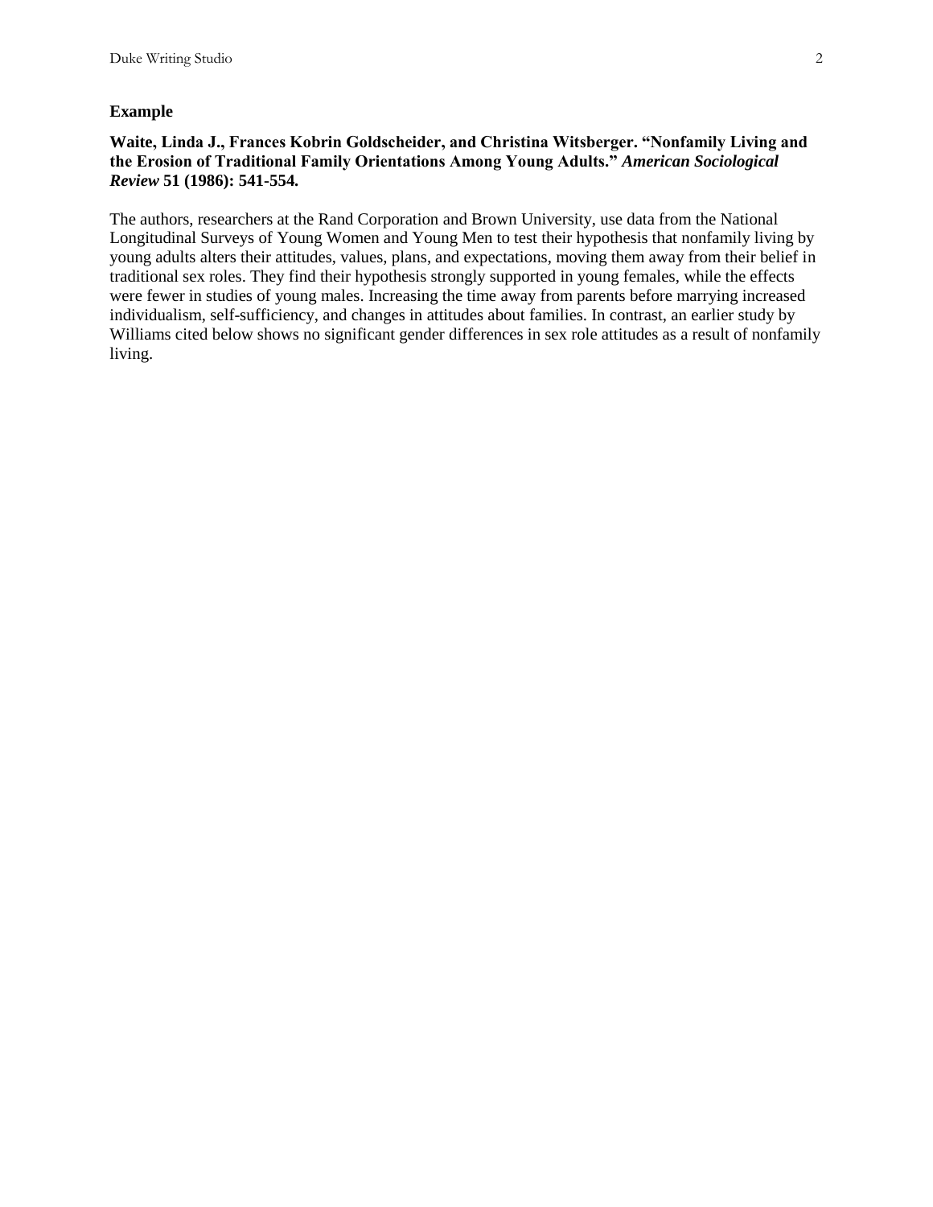**Example**

**Waite, Linda J., Frances Kobrin Goldscheider, and Christina Witsberger. "Nonfamily Living and the Erosion of Traditional Family Orientations Among Young Adults."** ***American Sociological Review*** **51 (1986): 541-554.**

The authors, researchers at the Rand Corporation and Brown University, use data from the National Longitudinal Surveys of Young Women and Young Men to test their hypothesis that nonfamily living by young adults alters their attitudes, values, plans, and expectations, moving them away from their belief in traditional sex roles. They find their hypothesis strongly supported in young females, while the effects were fewer in studies of young males. Increasing the time away from parents before marrying increased individualism, self-sufficiency, and changes in attitudes about families. In contrast, an earlier study by Williams cited below shows no significant gender differences in sex role attitudes as a result of nonfamily living.